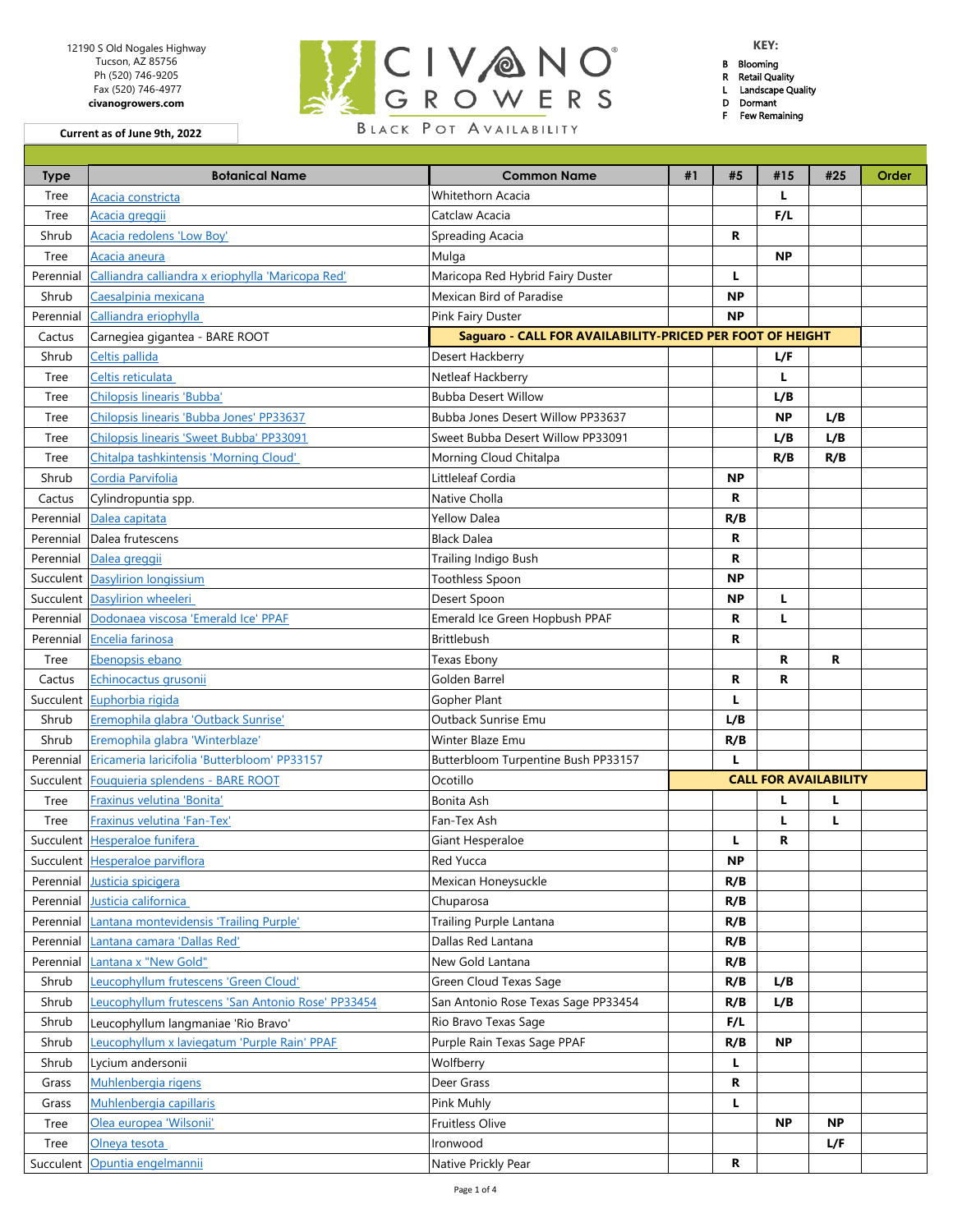12190 S Old Nogales Highway
Tucson, AZ 85756
Ph (520) 746-9205
Fax (520) 746-4977
**civanogrowers.com**

# CIVANO GROWERS

BLACK POT AVAILABILITY

**Current as of June 9th, 2022**

**KEY:**
- **B** Blooming
- **R** Retail Quality
- **L** Landscape Quality
- **D** Dormant
- **F** Few Remaining

| Type | Botanical Name | Common Name | #1 | #5 | #15 | #25 | Order |
|---|---|---|---|---|---|---|---|
| Tree | Acacia constricta | Whitethorn Acacia | | | L | | |
| Tree | Acacia greggii | Catclaw Acacia | | | F/L | | |
| Shrub | Acacia redolens 'Low Boy' | Spreading Acacia | | R | | | |
| Tree | Acacia aneura | Mulga | | | NP | | |
| Perennial | Calliandra calliandra x eriophylla 'Maricopa Red' | Maricopa Red Hybrid Fairy Duster | | L | | | |
| Shrub | Caesalpinia mexicana | Mexican Bird of Paradise | | NP | | | |
| Perennial | Calliandra eriophylla | Pink Fairy Duster | | NP | | | |
| Cactus | Carnegiea gigantea - BARE ROOT | **Saguaro - CALL FOR AVAILABILITY-PRICED PER FOOT OF HEIGHT** | | | | | |
| Shrub | Celtis pallida | Desert Hackberry | | | L/F | | |
| Tree | Celtis reticulata | Netleaf Hackberry | | | L | | |
| Tree | Chilopsis linearis 'Bubba' | Bubba Desert Willow | | | L/B | | |
| Tree | Chilopsis linearis 'Bubba Jones' PP33637 | Bubba Jones Desert Willow PP33637 | | | NP | L/B | |
| Tree | Chilopsis linearis 'Sweet Bubba' PP33091 | Sweet Bubba Desert Willow PP33091 | | | L/B | L/B | |
| Tree | Chitalpa tashkintensis 'Morning Cloud' | Morning Cloud Chitalpa | | | R/B | R/B | |
| Shrub | Cordia Parvifolia | Littleleaf Cordia | | NP | | | |
| Cactus | Cylindropuntia spp. | Native Cholla | | R | | | |
| Perennial | Dalea capitata | Yellow Dalea | | R/B | | | |
| Perennial | Dalea frutescens | Black Dalea | | R | | | |
| Perennial | Dalea greggii | Trailing Indigo Bush | | R | | | |
| Succulent | Dasylirion longissium | Toothless Spoon | | NP | | | |
| Succulent | Dasylirion wheeleri | Desert Spoon | | NP | L | | |
| Perennial | Dodonaea viscosa 'Emerald Ice' PPAF | Emerald Ice Green Hopbush PPAF | | R | L | | |
| Perennial | Encelia farinosa | Brittlebush | | R | | | |
| Tree | Ebenopsis ebano | Texas Ebony | | | R | R | |
| Cactus | Echinocactus grusonii | Golden Barrel | | R | R | | |
| Succulent | Euphorbia rigida | Gopher Plant | | L | | | |
| Shrub | Eremophila glabra 'Outback Sunrise' | Outback Sunrise Emu | | L/B | | | |
| Shrub | Eremophila glabra 'Winterblaze' | Winter Blaze Emu | | R/B | | | |
| Perennial | Ericameria laricifolia 'Butterbloom' PP33157 | Butterbloom Turpentine Bush PP33157 | | L | | | |
| Succulent | Fouquieria splendens - BARE ROOT | Ocotillo | | **CALL FOR AVAILABILITY** | | | |
| Tree | Fraxinus velutina 'Bonita' | Bonita Ash | | | L | L | |
| Tree | Fraxinus velutina 'Fan-Tex' | Fan-Tex Ash | | | L | L | |
| Succulent | Hesperaloe funifera | Giant Hesperaloe | | L | R | | |
| Succulent | Hesperaloe parviflora | Red Yucca | | NP | | | |
| Perennial | Justicia spicigera | Mexican Honeysuckle | | R/B | | | |
| Perennial | Justicia californica | Chuparosa | | R/B | | | |
| Perennial | Lantana montevidensis 'Trailing Purple' | Trailing Purple Lantana | | R/B | | | |
| Perennial | Lantana camara 'Dallas Red' | Dallas Red Lantana | | R/B | | | |
| Perennial | Lantana x "New Gold" | New Gold Lantana | | R/B | | | |
| Shrub | Leucophyllum frutescens 'Green Cloud' | Green Cloud Texas Sage | | R/B | L/B | | |
| Shrub | Leucophyllum frutescens 'San Antonio Rose' PP33454 | San Antonio Rose Texas Sage PP33454 | | R/B | L/B | | |
| Shrub | Leucophyllum langmaniae 'Rio Bravo' | Rio Bravo Texas Sage | | F/L | | | |
| Shrub | Leucophyllum x laviegatum 'Purple Rain' PPAF | Purple Rain Texas Sage PPAF | | R/B | NP | | |
| Shrub | Lycium andersonii | Wolfberry | | L | | | |
| Grass | Muhlenbergia rigens | Deer Grass | | R | | | |
| Grass | Muhlenbergia capillaris | Pink Muhly | | L | | | |
| Tree | Olea europea 'Wilsonii' | Fruitless Olive | | | NP | NP | |
| Tree | Olneya tesota | Ironwood | | | | L/F | |
| Succulent | Opuntia engelmannii | Native Prickly Pear | | R | | | |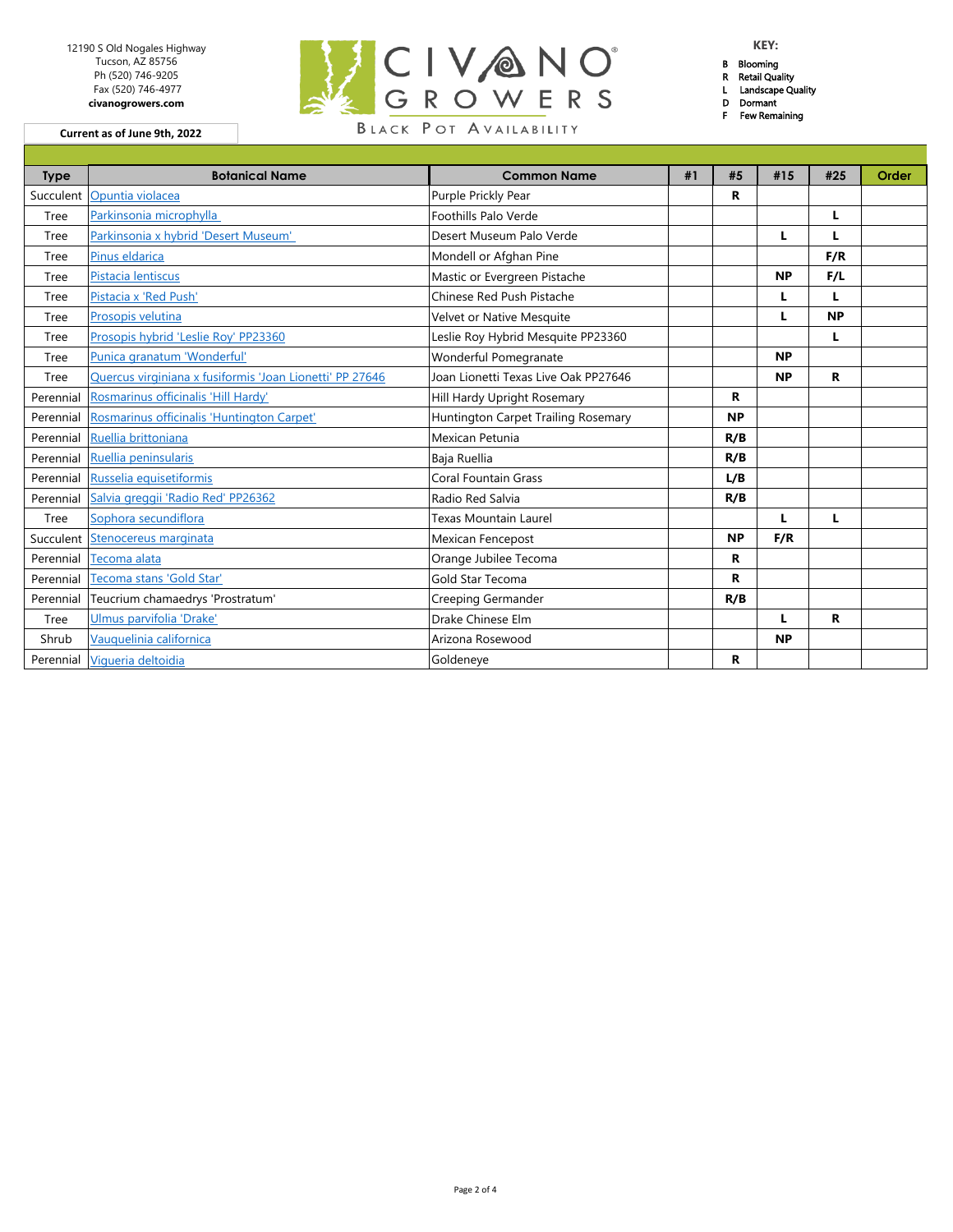12190 S Old Nogales Highway
Tucson, AZ 85756
Ph (520) 746-9205
Fax (520) 746-4977
**civanogrowers.com**

**Current as of June 9th, 2022**

# CIVANO GROWERS

BLACK POT AVAILABILITY

**KEY:**

- **B** Blooming
- **R** Retail Quality
- **L** Landscape Quality
- **D** Dormant
- **F** Few Remaining

| Type | Botanical Name | Common Name | #1 | #5 | #15 | #25 | Order |
|---|---|---|---|---|---|---|---|
| Succulent | Opuntia violacea | Purple Prickly Pear | | **R** | | | |
| Tree | Parkinsonia microphylla | Foothills Palo Verde | | | | **L** | |
| Tree | Parkinsonia x hybrid 'Desert Museum' | Desert Museum Palo Verde | | | **L** | **L** | |
| Tree | Pinus eldarica | Mondell or Afghan Pine | | | | **F/R** | |
| Tree | Pistacia lentiscus | Mastic or Evergreen Pistache | | | **NP** | **F/L** | |
| Tree | Pistacia x 'Red Push' | Chinese Red Push Pistache | | | **L** | **L** | |
| Tree | Prosopis velutina | Velvet or Native Mesquite | | | **L** | **NP** | |
| Tree | Prosopis hybrid 'Leslie Roy' PP23360 | Leslie Roy Hybrid Mesquite PP23360 | | | | **L** | |
| Tree | Punica granatum 'Wonderful' | Wonderful Pomegranate | | | **NP** | | |
| Tree | Quercus virginiana x fusiformis 'Joan Lionetti' PP 27646 | Joan Lionetti Texas Live Oak PP27646 | | | **NP** | **R** | |
| Perennial | Rosmarinus officinalis 'Hill Hardy' | Hill Hardy Upright Rosemary | | **R** | | | |
| Perennial | Rosmarinus officinalis 'Huntington Carpet' | Huntington Carpet Trailing Rosemary | | **NP** | | | |
| Perennial | Ruellia brittoniana | Mexican Petunia | | **R/B** | | | |
| Perennial | Ruellia peninsularis | Baja Ruellia | | **R/B** | | | |
| Perennial | Russelia equisetiformis | Coral Fountain Grass | | **L/B** | | | |
| Perennial | Salvia greggii 'Radio Red' PP26362 | Radio Red Salvia | | **R/B** | | | |
| Tree | Sophora secundiflora | Texas Mountain Laurel | | | **L** | **L** | |
| Succulent | Stenocereus marginata | Mexican Fencepost | | **NP** | **F/R** | | |
| Perennial | Tecoma alata | Orange Jubilee Tecoma | | **R** | | | |
| Perennial | Tecoma stans 'Gold Star' | Gold Star Tecoma | | **R** | | | |
| Perennial | Teucrium chamaedrys 'Prostratum' | Creeping Germander | | **R/B** | | | |
| Tree | Ulmus parvifolia 'Drake' | Drake Chinese Elm | | | **L** | **R** | |
| Shrub | Vauquelinia californica | Arizona Rosewood | | | **NP** | | |
| Perennial | Vigueria deltoidia | Goldeneye | | **R** | | | |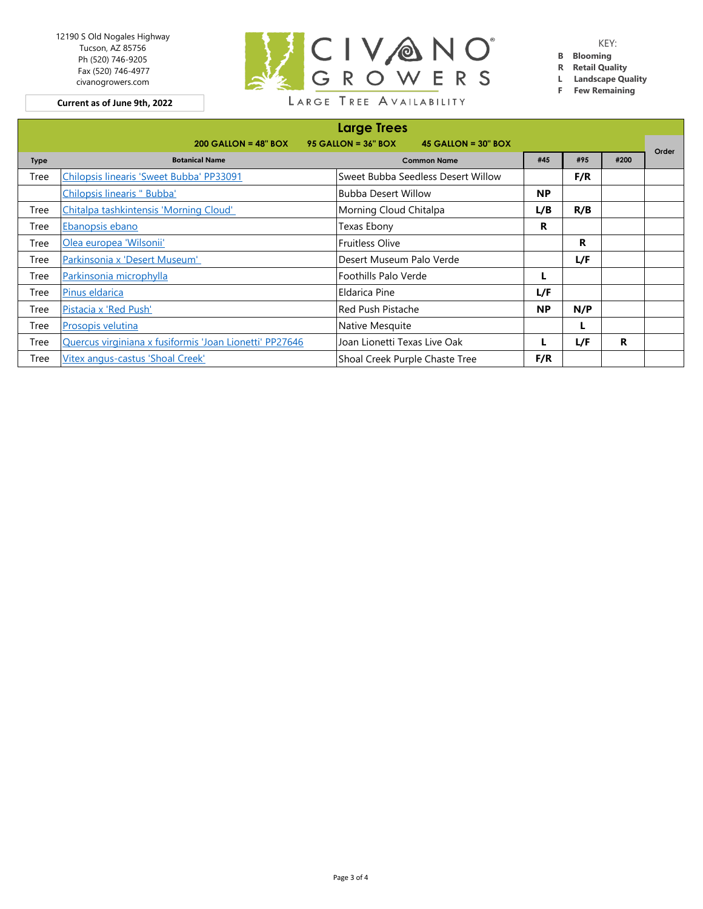12190 S Old Nogales Highway
Tucson, AZ 85756
Ph (520) 746-9205
Fax (520) 746-4977
civanogrowers.com

**Current as of June 9th, 2022**

CIVANO GROWERS®
LARGE TREE AVAILABILITY

KEY:
**B** **Blooming**
**R** **Retail Quality**
**L** **Landscape Quality**
**F** **Few Remaining**

## Large Trees

**200 GALLON = 48" BOX** **95 GALLON = 36" BOX** **45 GALLON = 30" BOX**

| Type | Botanical Name | Common Name | #45 | #95 | #200 | Order |
|---|---|---|---|---|---|---|
| Tree | Chilopsis linearis 'Sweet Bubba' PP33091 | Sweet Bubba Seedless Desert Willow | | **F/R** | | |
| | Chilopsis linearis " Bubba' | Bubba Desert Willow | **NP** | | | |
| Tree | Chitalpa tashkintensis 'Morning Cloud' | Morning Cloud Chitalpa | **L/B** | **R/B** | | |
| Tree | Ebanopsis ebano | Texas Ebony | **R** | | | |
| Tree | Olea europea 'Wilsonii' | Fruitless Olive | | **R** | | |
| Tree | Parkinsonia x 'Desert Museum' | Desert Museum Palo Verde | | **L/F** | | |
| Tree | Parkinsonia microphylla | Foothills Palo Verde | **L** | | | |
| Tree | Pinus eldarica | Eldarica Pine | **L/F** | | | |
| Tree | Pistacia x 'Red Push' | Red Push Pistache | **NP** | **N/P** | | |
| Tree | Prosopis velutina | Native Mesquite | | **L** | | |
| Tree | Quercus virginiana x fusiformis 'Joan Lionetti' PP27646 | Joan Lionetti Texas Live Oak | **L** | **L/F** | **R** | |
| Tree | Vitex angus-castus 'Shoal Creek' | Shoal Creek Purple Chaste Tree | **F/R** | | | |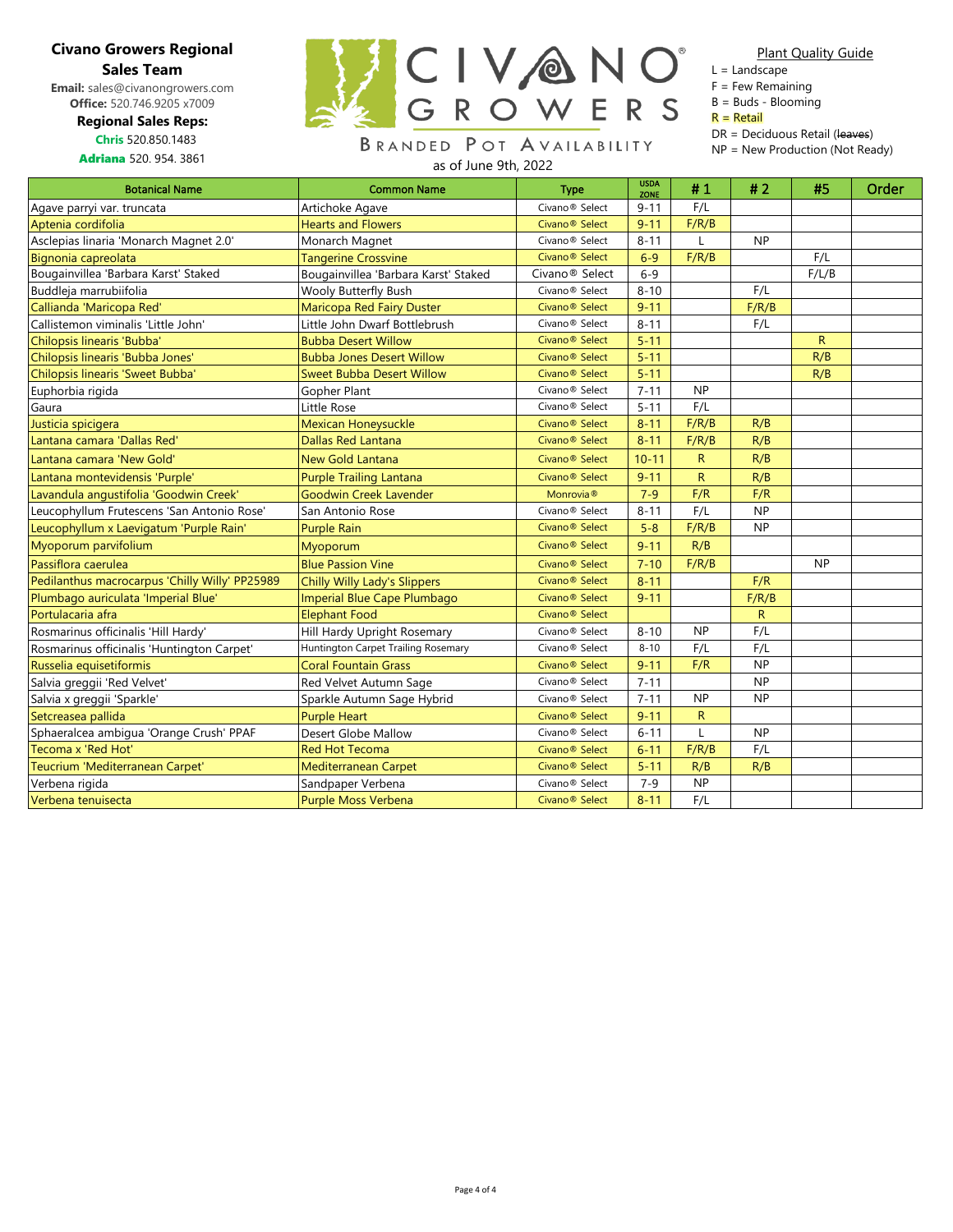**Civano Growers Regional Sales Team**

**Email:** sales@civanongrowers.com
**Office:** 520.746.9205 x7009

**Regional Sales Reps:**

**Chris** 520.850.1483
**Adriana** 520. 954. 3861

# CIVANO GROWERS

BRANDED POT AVAILABILITY
as of June 9th, 2022

Plant Quality Guide
L = Landscape
F = Few Remaining
B = Buds - Blooming
R = Retail
DR = Deciduous Retail (~~leaves~~)
NP = New Production (Not Ready)

| Botanical Name | Common Name | Type | USDA ZONE | # 1 | # 2 | #5 | Order |
|---|---|---|---|---|---|---|---|
| Agave parryi var. truncata | Artichoke Agave | Civano® Select | 9-11 | F/L | | | |
| Aptenia cordifolia | Hearts and Flowers | Civano® Select | 9-11 | F/R/B | | | |
| Asclepias linaria 'Monarch Magnet 2.0' | Monarch Magnet | Civano® Select | 8-11 | L | NP | | |
| Bignonia capreolata | Tangerine Crossvine | Civano® Select | 6-9 | F/R/B | | F/L | |
| Bougainvillea 'Barbara Karst' Staked | Bougainvillea 'Barbara Karst' Staked | Civano® Select | 6-9 | | | F/L/B | |
| Buddleja marrubiifolia | Wooly Butterfly Bush | Civano® Select | 8-10 | | F/L | | |
| Calliandra 'Maricopa Red' | Maricopa Red Fairy Duster | Civano® Select | 9-11 | | F/R/B | | |
| Callistemon viminalis 'Little John' | Little John Dwarf Bottlebrush | Civano® Select | 8-11 | | F/L | | |
| Chilopsis linearis 'Bubba' | Bubba Desert Willow | Civano® Select | 5-11 | | | R | |
| Chilopsis linearis 'Bubba Jones' | Bubba Jones Desert Willow | Civano® Select | 5-11 | | | R/B | |
| Chilopsis linearis 'Sweet Bubba' | Sweet Bubba Desert Willow | Civano® Select | 5-11 | | | R/B | |
| Euphorbia rigida | Gopher Plant | Civano® Select | 7-11 | NP | | | |
| Gaura | Little Rose | Civano® Select | 5-11 | F/L | | | |
| Justicia spicigera | Mexican Honeysuckle | Civano® Select | 8-11 | F/R/B | R/B | | |
| Lantana camara 'Dallas Red' | Dallas Red Lantana | Civano® Select | 8-11 | F/R/B | R/B | | |
| Lantana camara 'New Gold' | New Gold Lantana | Civano® Select | 10-11 | R | R/B | | |
| Lantana montevidensis 'Purple' | Purple Trailing Lantana | Civano® Select | 9-11 | R | R/B | | |
| Lavandula angustifolia 'Goodwin Creek' | Goodwin Creek Lavender | Monrovia® | 7-9 | F/R | F/R | | |
| Leucophyllum Frutescens 'San Antonio Rose' | San Antonio Rose | Civano® Select | 8-11 | F/L | NP | | |
| Leucophyllum x Laevigatum 'Purple Rain' | Purple Rain | Civano® Select | 5-8 | F/R/B | NP | | |
| Myoporum parvifolium | Myoporum | Civano® Select | 9-11 | R/B | | | |
| Passiflora caerulea | Blue Passion Vine | Civano® Select | 7-10 | F/R/B | | NP | |
| Pedilanthus macrocarpus 'Chilly Willy' PP25989 | Chilly Willy Lady's Slippers | Civano® Select | 8-11 | | F/R | | |
| Plumbago auriculata 'Imperial Blue' | Imperial Blue Cape Plumbago | Civano® Select | 9-11 | | F/R/B | | |
| Portulacaria afra | Elephant Food | Civano® Select | | | R | | |
| Rosmarinus officinalis 'Hill Hardy' | Hill Hardy Upright Rosemary | Civano® Select | 8-10 | NP | F/L | | |
| Rosmarinus officinalis 'Huntington Carpet' | Huntington Carpet Trailing Rosemary | Civano® Select | 8-10 | F/L | F/L | | |
| Russelia equisetiformis | Coral Fountain Grass | Civano® Select | 9-11 | F/R | NP | | |
| Salvia greggii 'Red Velvet' | Red Velvet Autumn Sage | Civano® Select | 7-11 | | NP | | |
| Salvia x greggii 'Sparkle' | Sparkle Autumn Sage Hybrid | Civano® Select | 7-11 | NP | NP | | |
| Setcreasea pallida | Purple Heart | Civano® Select | 9-11 | R | | | |
| Sphaeralcea ambigua 'Orange Crush' PPAF | Desert Globe Mallow | Civano® Select | 6-11 | L | NP | | |
| Tecoma x 'Red Hot' | Red Hot Tecoma | Civano® Select | 6-11 | F/R/B | F/L | | |
| Teucrium 'Mediterranean Carpet' | Mediterranean Carpet | Civano® Select | 5-11 | R/B | R/B | | |
| Verbena rigida | Sandpaper Verbena | Civano® Select | 7-9 | NP | | | |
| Verbena tenuisecta | Purple Moss Verbena | Civano® Select | 8-11 | F/L | | | |